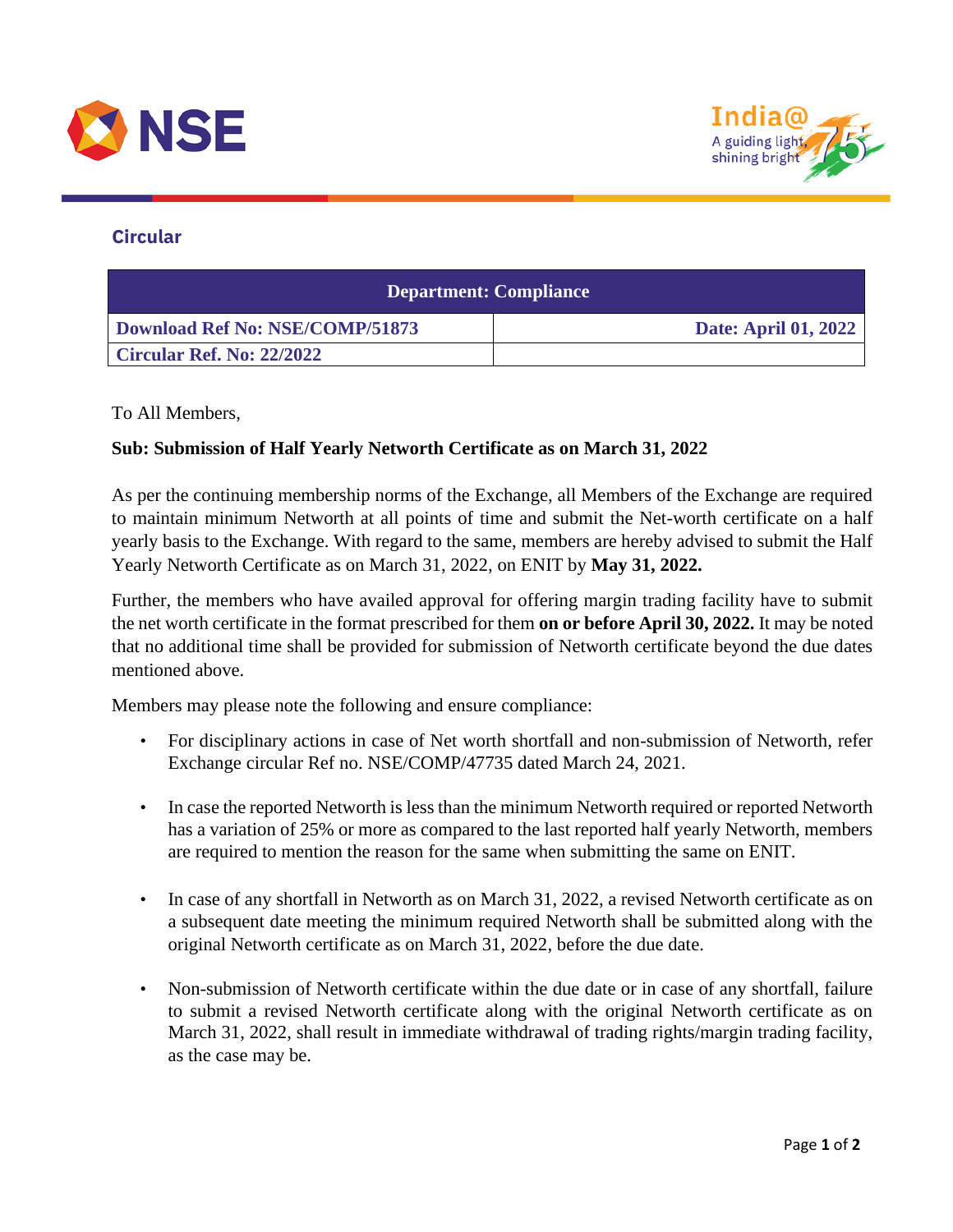## Circular

| Department: Compliance | |
|---|---|
| **Download Ref No: NSE/COMP/51873** | **Date: April 01, 2022** |
| **Circular Ref. No: 22/2022** | |

To All Members,

**Sub: Submission of Half Yearly Networth Certificate as on March 31, 2022**

As per the continuing membership norms of the Exchange, all Members of the Exchange are required to maintain minimum Networth at all points of time and submit the Net-worth certificate on a half yearly basis to the Exchange. With regard to the same, members are hereby advised to submit the Half Yearly Networth Certificate as on March 31, 2022, on ENIT by **May 31, 2022.**

Further, the members who have availed approval for offering margin trading facility have to submit the net worth certificate in the format prescribed for them **on or before April 30, 2022.** It may be noted that no additional time shall be provided for submission of Networth certificate beyond the due dates mentioned above.

Members may please note the following and ensure compliance:

- For disciplinary actions in case of Net worth shortfall and non-submission of Networth, refer Exchange circular Ref no. NSE/COMP/47735 dated March 24, 2021.
- In case the reported Networth is less than the minimum Networth required or reported Networth has a variation of 25% or more as compared to the last reported half yearly Networth, members are required to mention the reason for the same when submitting the same on ENIT.
- In case of any shortfall in Networth as on March 31, 2022, a revised Networth certificate as on a subsequent date meeting the minimum required Networth shall be submitted along with the original Networth certificate as on March 31, 2022, before the due date.
- Non-submission of Networth certificate within the due date or in case of any shortfall, failure to submit a revised Networth certificate along with the original Networth certificate as on March 31, 2022, shall result in immediate withdrawal of trading rights/margin trading facility, as the case may be.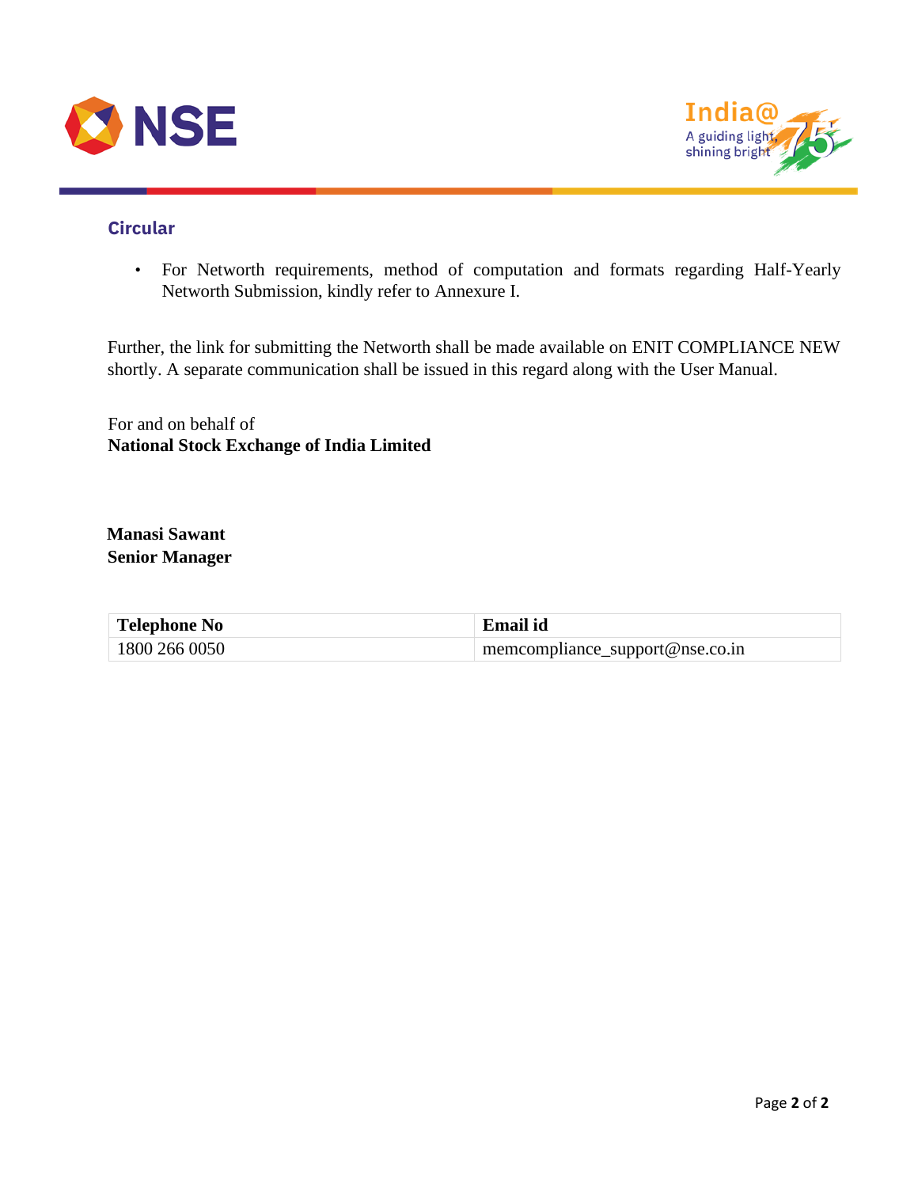## Circular

- For Networth requirements, method of computation and formats regarding Half-Yearly Networth Submission, kindly refer to Annexure I.

Further, the link for submitting the Networth shall be made available on ENIT COMPLIANCE NEW shortly. A separate communication shall be issued in this regard along with the User Manual.

For and on behalf of
**National Stock Exchange of India Limited**

**Manasi Sawant**
**Senior Manager**

| Telephone No | Email id |
| --- | --- |
| 1800 266 0050 | memcompliance_support@nse.co.in |